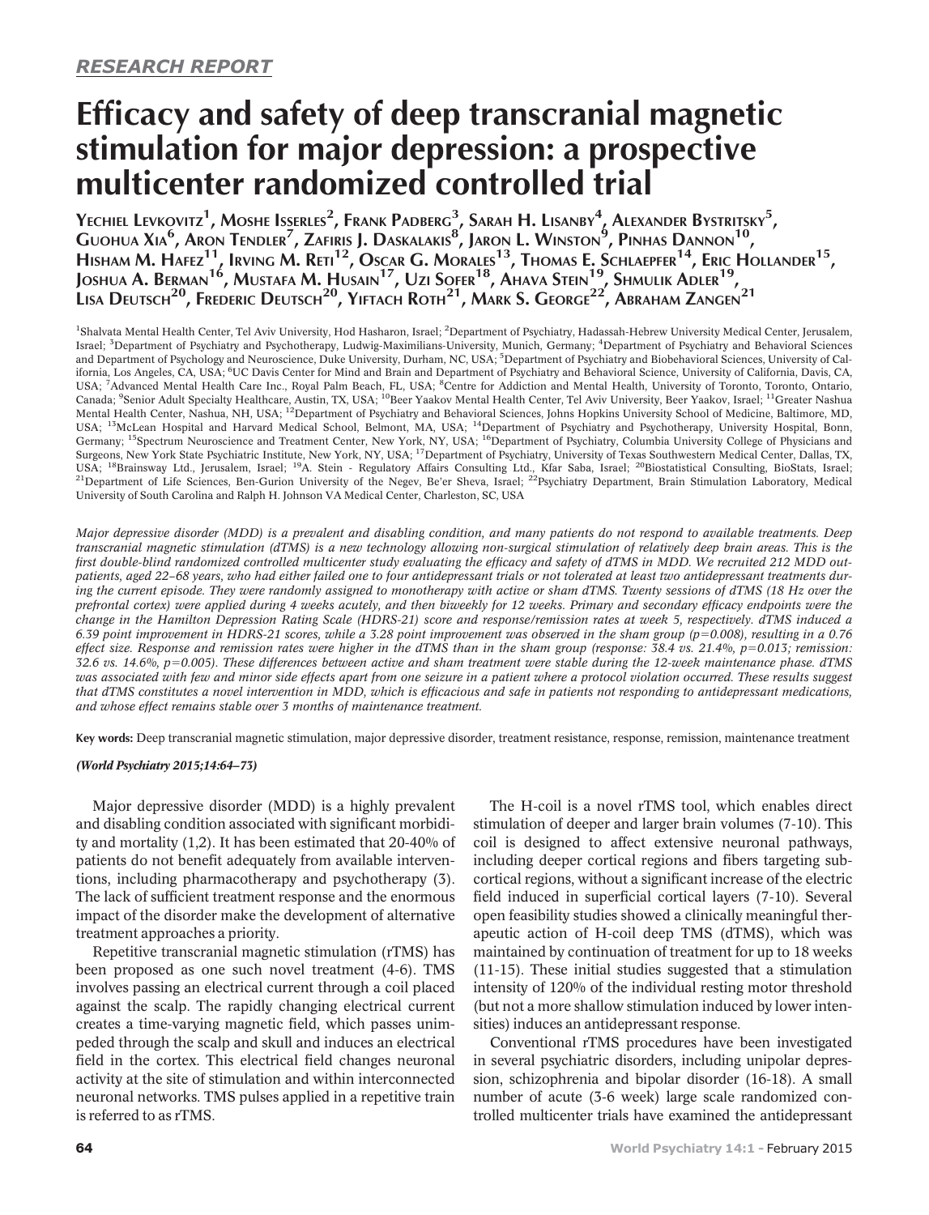*RESEARCH REPORT*

# Efficacy and safety of deep transcranial magnetic stimulation for major depression: a prospective multicenter randomized controlled trial

Yechiel Levkovitz[1], Moshe Isserles[2], Frank Padberg[3], Sarah H. Lisanby[4], Alexander Bystritsky[5], Guohua Xia[6], Aron Tendler[7], Zafiris J. Daskalakis[8], Jaron L. Winston[9], Pinhas Dannon[10], Hisham M. Hafez[11], Irving M. Reti[12], Oscar G. Morales[13], Thomas E. Schlaepfer[14], Eric Hollander[15], Joshua A. Berman[16], Mustafa M. Husain[17], Uzi Sofer[18], Ahava Stein[19], Shmulik Adler[19], Lisa Deutsch[20], Frederic Deutsch[20], Yiftach Roth[21], Mark S. George[22], Abraham Zangen[21]

[1]Shalvata Mental Health Center, Tel Aviv University, Hod Hasharon, Israel; [2]Department of Psychiatry, Hadassah-Hebrew University Medical Center, Jerusalem, Israel; [3]Department of Psychiatry and Psychotherapy, Ludwig-Maximilians-University, Munich, Germany; [4]Department of Psychiatry and Behavioral Sciences and Department of Psychology and Neuroscience, Duke University, Durham, NC, USA; [5]Department of Psychiatry and Biobehavioral Sciences, University of California, Los Angeles, CA, USA; [6]UC Davis Center for Mind and Brain and Department of Psychiatry and Behavioral Science, University of California, Davis, CA, USA; [7]Advanced Mental Health Care Inc., Royal Palm Beach, FL, USA; [8]Centre for Addiction and Mental Health, University of Toronto, Toronto, Ontario, Canada; [9]Senior Adult Specialty Healthcare, Austin, TX, USA; [10]Beer Yaakov Mental Health Center, Tel Aviv University, Beer Yaakov, Israel; [11]Greater Nashua Mental Health Center, Nashua, NH, USA; [12]Department of Psychiatry and Behavioral Sciences, Johns Hopkins University School of Medicine, Baltimore, MD, USA; [13]McLean Hospital and Harvard Medical School, Belmont, MA, USA; [14]Department of Psychiatry and Psychotherapy, University Hospital, Bonn, Germany; [15]Spectrum Neuroscience and Treatment Center, New York, NY, USA; [16]Department of Psychiatry, Columbia University College of Physicians and Surgeons, New York State Psychiatric Institute, New York, NY, USA; [17]Department of Psychiatry, University of Texas Southwestern Medical Center, Dallas, TX, USA; [18]Brainsway Ltd., Jerusalem, Israel; [19]A. Stein - Regulatory Affairs Consulting Ltd., Kfar Saba, Israel; [20]Biostatistical Consulting, BioStats, Israel; [21]Department of Life Sciences, Ben-Gurion University of the Negev, Be'er Sheva, Israel; [22]Psychiatry Department, Brain Stimulation Laboratory, Medical University of South Carolina and Ralph H. Johnson VA Medical Center, Charleston, SC, USA

*Major depressive disorder (MDD) is a prevalent and disabling condition, and many patients do not respond to available treatments. Deep transcranial magnetic stimulation (dTMS) is a new technology allowing non-surgical stimulation of relatively deep brain areas. This is the first double-blind randomized controlled multicenter study evaluating the efficacy and safety of dTMS in MDD. We recruited 212 MDD outpatients, aged 22–68 years, who had either failed one to four antidepressant trials or not tolerated at least two antidepressant treatments during the current episode. They were randomly assigned to monotherapy with active or sham dTMS. Twenty sessions of dTMS (18 Hz over the prefrontal cortex) were applied during 4 weeks acutely, and then biweekly for 12 weeks. Primary and secondary efficacy endpoints were the change in the Hamilton Depression Rating Scale (HDRS-21) score and response/remission rates at week 5, respectively. dTMS induced a 6.39 point improvement in HDRS-21 scores, while a 3.28 point improvement was observed in the sham group ($p=0.008$), resulting in a 0.76 effect size. Response and remission rates were higher in the dTMS than in the sham group (response: 38.4 vs. 21.4%, $p=0.013$; remission: 32.6 vs. 14.6%, $p=0.005$). These differences between active and sham treatment were stable during the 12-week maintenance phase. dTMS was associated with few and minor side effects apart from one seizure in a patient where a protocol violation occurred. These results suggest that dTMS constitutes a novel intervention in MDD, which is efficacious and safe in patients not responding to antidepressant medications, and whose effect remains stable over 3 months of maintenance treatment.*

**Key words:** Deep transcranial magnetic stimulation, major depressive disorder, treatment resistance, response, remission, maintenance treatment

***(World Psychiatry 2015;14:64–73)***

Major depressive disorder (MDD) is a highly prevalent and disabling condition associated with significant morbidity and mortality (1,2). It has been estimated that 20-40% of patients do not benefit adequately from available interventions, including pharmacotherapy and psychotherapy (3). The lack of sufficient treatment response and the enormous impact of the disorder make the development of alternative treatment approaches a priority.

Repetitive transcranial magnetic stimulation (rTMS) has been proposed as one such novel treatment (4-6). TMS involves passing an electrical current through a coil placed against the scalp. The rapidly changing electrical current creates a time-varying magnetic field, which passes unimpeded through the scalp and skull and induces an electrical field in the cortex. This electrical field changes neuronal activity at the site of stimulation and within interconnected neuronal networks. TMS pulses applied in a repetitive train is referred to as rTMS.

The H-coil is a novel rTMS tool, which enables direct stimulation of deeper and larger brain volumes (7-10). This coil is designed to affect extensive neuronal pathways, including deeper cortical regions and fibers targeting subcortical regions, without a significant increase of the electric field induced in superficial cortical layers (7-10). Several open feasibility studies showed a clinically meaningful therapeutic action of H-coil deep TMS (dTMS), which was maintained by continuation of treatment for up to 18 weeks (11-15). These initial studies suggested that a stimulation intensity of 120% of the individual resting motor threshold (but not a more shallow stimulation induced by lower intensities) induces an antidepressant response.

Conventional rTMS procedures have been investigated in several psychiatric disorders, including unipolar depression, schizophrenia and bipolar disorder (16-18). A small number of acute (3-6 week) large scale randomized controlled multicenter trials have examined the antidepressant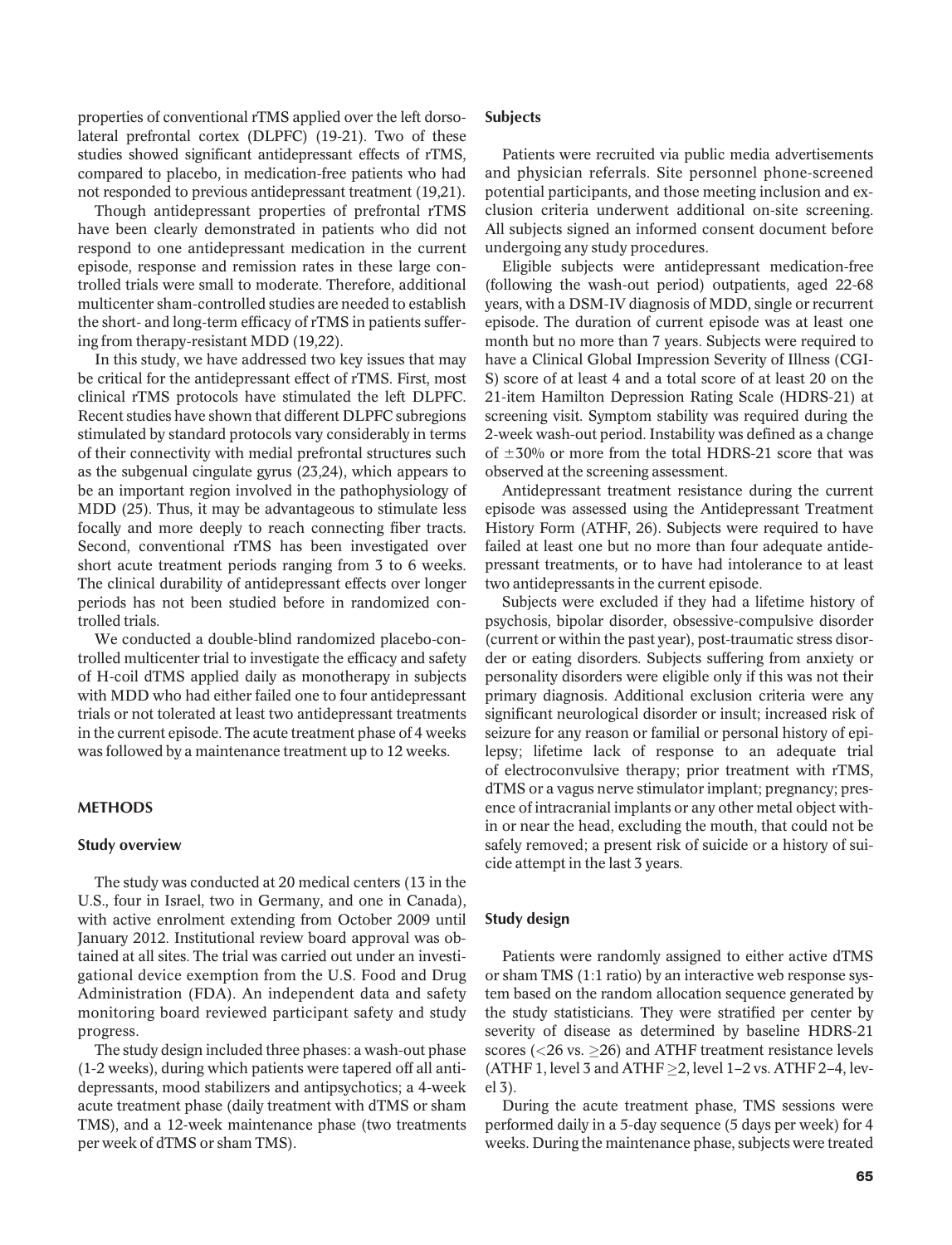properties of conventional rTMS applied over the left dorsolateral prefrontal cortex (DLPFC) (19-21). Two of these studies showed significant antidepressant effects of rTMS, compared to placebo, in medication-free patients who had not responded to previous antidepressant treatment (19,21).

Though antidepressant properties of prefrontal rTMS have been clearly demonstrated in patients who did not respond to one antidepressant medication in the current episode, response and remission rates in these large controlled trials were small to moderate. Therefore, additional multicenter sham-controlled studies are needed to establish the short- and long-term efficacy of rTMS in patients suffering from therapy-resistant MDD (19,22).

In this study, we have addressed two key issues that may be critical for the antidepressant effect of rTMS. First, most clinical rTMS protocols have stimulated the left DLPFC. Recent studies have shown that different DLPFC subregions stimulated by standard protocols vary considerably in terms of their connectivity with medial prefrontal structures such as the subgenual cingulate gyrus (23,24), which appears to be an important region involved in the pathophysiology of MDD (25). Thus, it may be advantageous to stimulate less focally and more deeply to reach connecting fiber tracts. Second, conventional rTMS has been investigated over short acute treatment periods ranging from 3 to 6 weeks. The clinical durability of antidepressant effects over longer periods has not been studied before in randomized controlled trials.

We conducted a double-blind randomized placebo-controlled multicenter trial to investigate the efficacy and safety of H-coil dTMS applied daily as monotherapy in subjects with MDD who had either failed one to four antidepressant trials or not tolerated at least two antidepressant treatments in the current episode. The acute treatment phase of 4 weeks was followed by a maintenance treatment up to 12 weeks.

## METHODS

### Study overview

The study was conducted at 20 medical centers (13 in the U.S., four in Israel, two in Germany, and one in Canada), with active enrolment extending from October 2009 until January 2012. Institutional review board approval was obtained at all sites. The trial was carried out under an investigational device exemption from the U.S. Food and Drug Administration (FDA). An independent data and safety monitoring board reviewed participant safety and study progress.

The study design included three phases: a wash-out phase (1-2 weeks), during which patients were tapered off all antidepressants, mood stabilizers and antipsychotics; a 4-week acute treatment phase (daily treatment with dTMS or sham TMS), and a 12-week maintenance phase (two treatments per week of dTMS or sham TMS).

### Subjects

Patients were recruited via public media advertisements and physician referrals. Site personnel phone-screened potential participants, and those meeting inclusion and exclusion criteria underwent additional on-site screening. All subjects signed an informed consent document before undergoing any study procedures.

Eligible subjects were antidepressant medication-free (following the wash-out period) outpatients, aged 22-68 years, with a DSM-IV diagnosis of MDD, single or recurrent episode. The duration of current episode was at least one month but no more than 7 years. Subjects were required to have a Clinical Global Impression Severity of Illness (CGI-S) score of at least 4 and a total score of at least 20 on the 21-item Hamilton Depression Rating Scale (HDRS-21) at screening visit. Symptom stability was required during the 2-week wash-out period. Instability was defined as a change of ±30% or more from the total HDRS-21 score that was observed at the screening assessment.

Antidepressant treatment resistance during the current episode was assessed using the Antidepressant Treatment History Form (ATHF, 26). Subjects were required to have failed at least one but no more than four adequate antidepressant treatments, or to have had intolerance to at least two antidepressants in the current episode.

Subjects were excluded if they had a lifetime history of psychosis, bipolar disorder, obsessive-compulsive disorder (current or within the past year), post-traumatic stress disorder or eating disorders. Subjects suffering from anxiety or personality disorders were eligible only if this was not their primary diagnosis. Additional exclusion criteria were any significant neurological disorder or insult; increased risk of seizure for any reason or familial or personal history of epilepsy; lifetime lack of response to an adequate trial of electroconvulsive therapy; prior treatment with rTMS, dTMS or a vagus nerve stimulator implant; pregnancy; presence of intracranial implants or any other metal object within or near the head, excluding the mouth, that could not be safely removed; a present risk of suicide or a history of suicide attempt in the last 3 years.

### Study design

Patients were randomly assigned to either active dTMS or sham TMS (1:1 ratio) by an interactive web response system based on the random allocation sequence generated by the study statisticians. They were stratified per center by severity of disease as determined by baseline HDRS-21 scores (<26 vs. ≥26) and ATHF treatment resistance levels (ATHF 1, level 3 and ATHF ≥2, level 1–2 vs. ATHF 2–4, level 3).

During the acute treatment phase, TMS sessions were performed daily in a 5-day sequence (5 days per week) for 4 weeks. During the maintenance phase, subjects were treated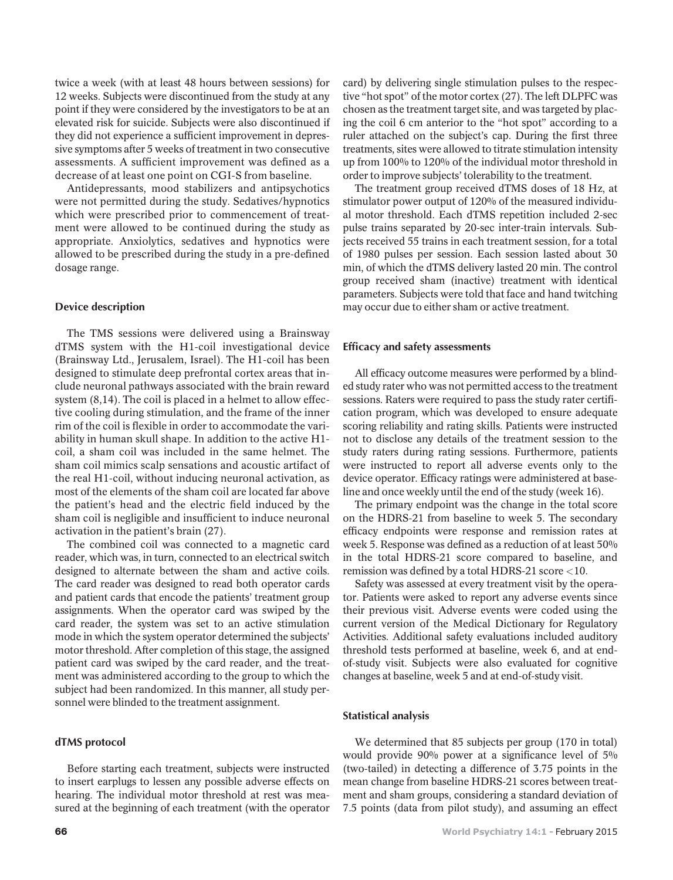twice a week (with at least 48 hours between sessions) for 12 weeks. Subjects were discontinued from the study at any point if they were considered by the investigators to be at an elevated risk for suicide. Subjects were also discontinued if they did not experience a sufficient improvement in depressive symptoms after 5 weeks of treatment in two consecutive assessments. A sufficient improvement was defined as a decrease of at least one point on CGI-S from baseline.

Antidepressants, mood stabilizers and antipsychotics were not permitted during the study. Sedatives/hypnotics which were prescribed prior to commencement of treatment were allowed to be continued during the study as appropriate. Anxiolytics, sedatives and hypnotics were allowed to be prescribed during the study in a pre-defined dosage range.

### Device description

The TMS sessions were delivered using a Brainsway dTMS system with the H1-coil investigational device (Brainsway Ltd., Jerusalem, Israel). The H1-coil has been designed to stimulate deep prefrontal cortex areas that include neuronal pathways associated with the brain reward system (8,14). The coil is placed in a helmet to allow effective cooling during stimulation, and the frame of the inner rim of the coil is flexible in order to accommodate the variability in human skull shape. In addition to the active H1-coil, a sham coil was included in the same helmet. The sham coil mimics scalp sensations and acoustic artifact of the real H1-coil, without inducing neuronal activation, as most of the elements of the sham coil are located far above the patient's head and the electric field induced by the sham coil is negligible and insufficient to induce neuronal activation in the patient's brain (27).

The combined coil was connected to a magnetic card reader, which was, in turn, connected to an electrical switch designed to alternate between the sham and active coils. The card reader was designed to read both operator cards and patient cards that encode the patients' treatment group assignments. When the operator card was swiped by the card reader, the system was set to an active stimulation mode in which the system operator determined the subjects' motor threshold. After completion of this stage, the assigned patient card was swiped by the card reader, and the treatment was administered according to the group to which the subject had been randomized. In this manner, all study personnel were blinded to the treatment assignment.

### dTMS protocol

Before starting each treatment, subjects were instructed to insert earplugs to lessen any possible adverse effects on hearing. The individual motor threshold at rest was measured at the beginning of each treatment (with the operator card) by delivering single stimulation pulses to the respective "hot spot" of the motor cortex (27). The left DLPFC was chosen as the treatment target site, and was targeted by placing the coil 6 cm anterior to the "hot spot" according to a ruler attached on the subject's cap. During the first three treatments, sites were allowed to titrate stimulation intensity up from 100% to 120% of the individual motor threshold in order to improve subjects' tolerability to the treatment.

The treatment group received dTMS doses of 18 Hz, at stimulator power output of 120% of the measured individual motor threshold. Each dTMS repetition included 2-sec pulse trains separated by 20-sec inter-train intervals. Subjects received 55 trains in each treatment session, for a total of 1980 pulses per session. Each session lasted about 30 min, of which the dTMS delivery lasted 20 min. The control group received sham (inactive) treatment with identical parameters. Subjects were told that face and hand twitching may occur due to either sham or active treatment.

### Efficacy and safety assessments

All efficacy outcome measures were performed by a blinded study rater who was not permitted access to the treatment sessions. Raters were required to pass the study rater certification program, which was developed to ensure adequate scoring reliability and rating skills. Patients were instructed not to disclose any details of the treatment session to the study raters during rating sessions. Furthermore, patients were instructed to report all adverse events only to the device operator. Efficacy ratings were administered at baseline and once weekly until the end of the study (week 16).

The primary endpoint was the change in the total score on the HDRS-21 from baseline to week 5. The secondary efficacy endpoints were response and remission rates at week 5. Response was defined as a reduction of at least 50% in the total HDRS-21 score compared to baseline, and remission was defined by a total HDRS-21 score $<10$.

Safety was assessed at every treatment visit by the operator. Patients were asked to report any adverse events since their previous visit. Adverse events were coded using the current version of the Medical Dictionary for Regulatory Activities. Additional safety evaluations included auditory threshold tests performed at baseline, week 6, and at end-of-study visit. Subjects were also evaluated for cognitive changes at baseline, week 5 and at end-of-study visit.

### Statistical analysis

We determined that 85 subjects per group (170 in total) would provide 90% power at a significance level of 5% (two-tailed) in detecting a difference of 3.75 points in the mean change from baseline HDRS-21 scores between treatment and sham groups, considering a standard deviation of 7.5 points (data from pilot study), and assuming an effect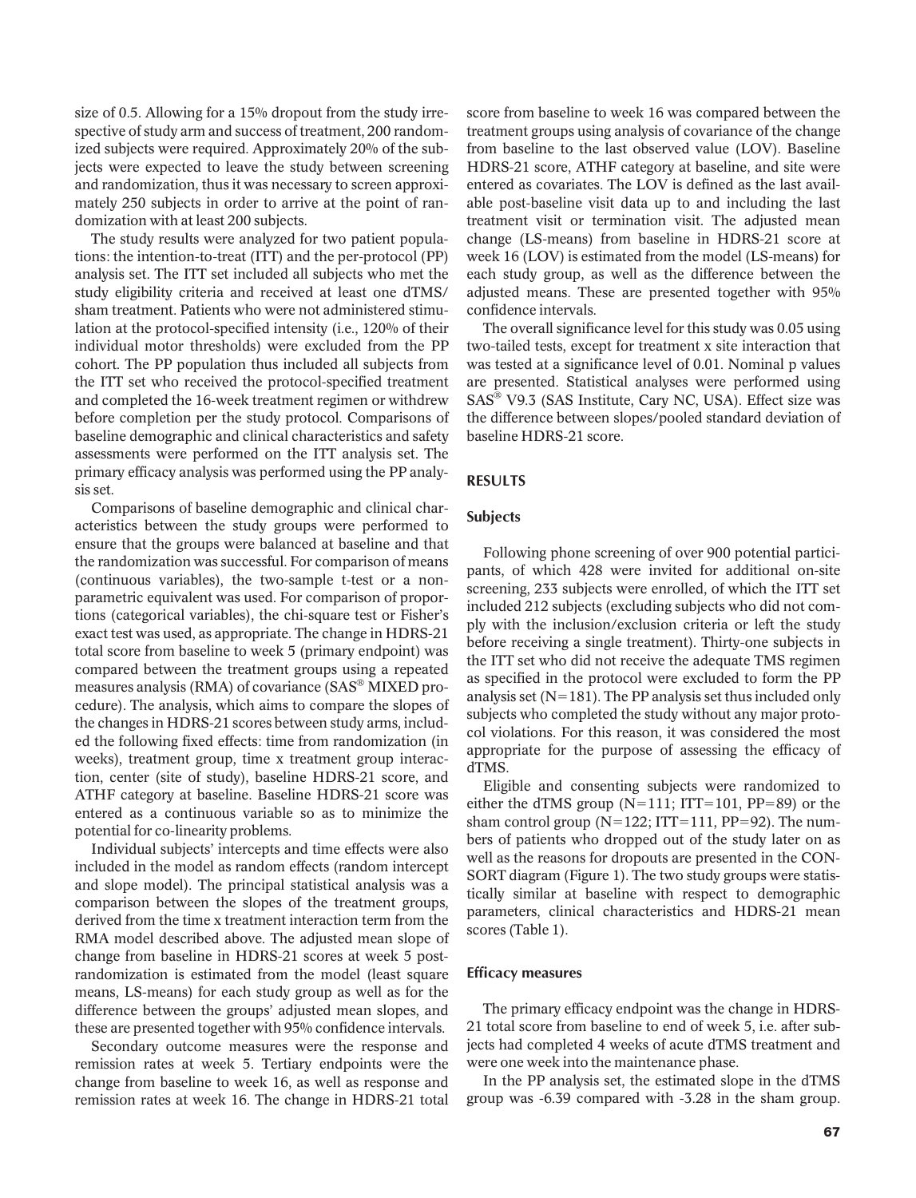size of 0.5. Allowing for a 15% dropout from the study irrespective of study arm and success of treatment, 200 randomized subjects were required. Approximately 20% of the subjects were expected to leave the study between screening and randomization, thus it was necessary to screen approximately 250 subjects in order to arrive at the point of randomization with at least 200 subjects.

The study results were analyzed for two patient populations: the intention-to-treat (ITT) and the per-protocol (PP) analysis set. The ITT set included all subjects who met the study eligibility criteria and received at least one dTMS/sham treatment. Patients who were not administered stimulation at the protocol-specified intensity (i.e., 120% of their individual motor thresholds) were excluded from the PP cohort. The PP population thus included all subjects from the ITT set who received the protocol-specified treatment and completed the 16-week treatment regimen or withdrew before completion per the study protocol. Comparisons of baseline demographic and clinical characteristics and safety assessments were performed on the ITT analysis set. The primary efficacy analysis was performed using the PP analysis set.

Comparisons of baseline demographic and clinical characteristics between the study groups were performed to ensure that the groups were balanced at baseline and that the randomization was successful. For comparison of means (continuous variables), the two-sample t-test or a nonparametric equivalent was used. For comparison of proportions (categorical variables), the chi-square test or Fisher's exact test was used, as appropriate. The change in HDRS-21 total score from baseline to week 5 (primary endpoint) was compared between the treatment groups using a repeated measures analysis (RMA) of covariance (SAS® MIXED procedure). The analysis, which aims to compare the slopes of the changes in HDRS-21 scores between study arms, included the following fixed effects: time from randomization (in weeks), treatment group, time x treatment group interaction, center (site of study), baseline HDRS-21 score, and ATHF category at baseline. Baseline HDRS-21 score was entered as a continuous variable so as to minimize the potential for co-linearity problems.

Individual subjects' intercepts and time effects were also included in the model as random effects (random intercept and slope model). The principal statistical analysis was a comparison between the slopes of the treatment groups, derived from the time x treatment interaction term from the RMA model described above. The adjusted mean slope of change from baseline in HDRS-21 scores at week 5 post-randomization is estimated from the model (least square means, LS-means) for each study group as well as for the difference between the groups' adjusted mean slopes, and these are presented together with 95% confidence intervals.

Secondary outcome measures were the response and remission rates at week 5. Tertiary endpoints were the change from baseline to week 16, as well as response and remission rates at week 16. The change in HDRS-21 total score from baseline to week 16 was compared between the treatment groups using analysis of covariance of the change from baseline to the last observed value (LOV). Baseline HDRS-21 score, ATHF category at baseline, and site were entered as covariates. The LOV is defined as the last available post-baseline visit data up to and including the last treatment visit or termination visit. The adjusted mean change (LS-means) from baseline in HDRS-21 score at week 16 (LOV) is estimated from the model (LS-means) for each study group, as well as the difference between the adjusted means. These are presented together with 95% confidence intervals.

The overall significance level for this study was 0.05 using two-tailed tests, except for treatment x site interaction that was tested at a significance level of 0.01. Nominal p values are presented. Statistical analyses were performed using SAS® V9.3 (SAS Institute, Cary NC, USA). Effect size was the difference between slopes/pooled standard deviation of baseline HDRS-21 score.

## RESULTS

### Subjects

Following phone screening of over 900 potential participants, of which 428 were invited for additional on-site screening, 233 subjects were enrolled, of which the ITT set included 212 subjects (excluding subjects who did not comply with the inclusion/exclusion criteria or left the study before receiving a single treatment). Thirty-one subjects in the ITT set who did not receive the adequate TMS regimen as specified in the protocol were excluded to form the PP analysis set (N=181). The PP analysis set thus included only subjects who completed the study without any major protocol violations. For this reason, it was considered the most appropriate for the purpose of assessing the efficacy of dTMS.

Eligible and consenting subjects were randomized to either the dTMS group (N=111; ITT=101, PP=89) or the sham control group (N=122; ITT=111, PP=92). The numbers of patients who dropped out of the study later on as well as the reasons for dropouts are presented in the CONSORT diagram (Figure 1). The two study groups were statistically similar at baseline with respect to demographic parameters, clinical characteristics and HDRS-21 mean scores (Table 1).

### Efficacy measures

The primary efficacy endpoint was the change in HDRS-21 total score from baseline to end of week 5, i.e. after subjects had completed 4 weeks of acute dTMS treatment and were one week into the maintenance phase.

In the PP analysis set, the estimated slope in the dTMS group was -6.39 compared with -3.28 in the sham group.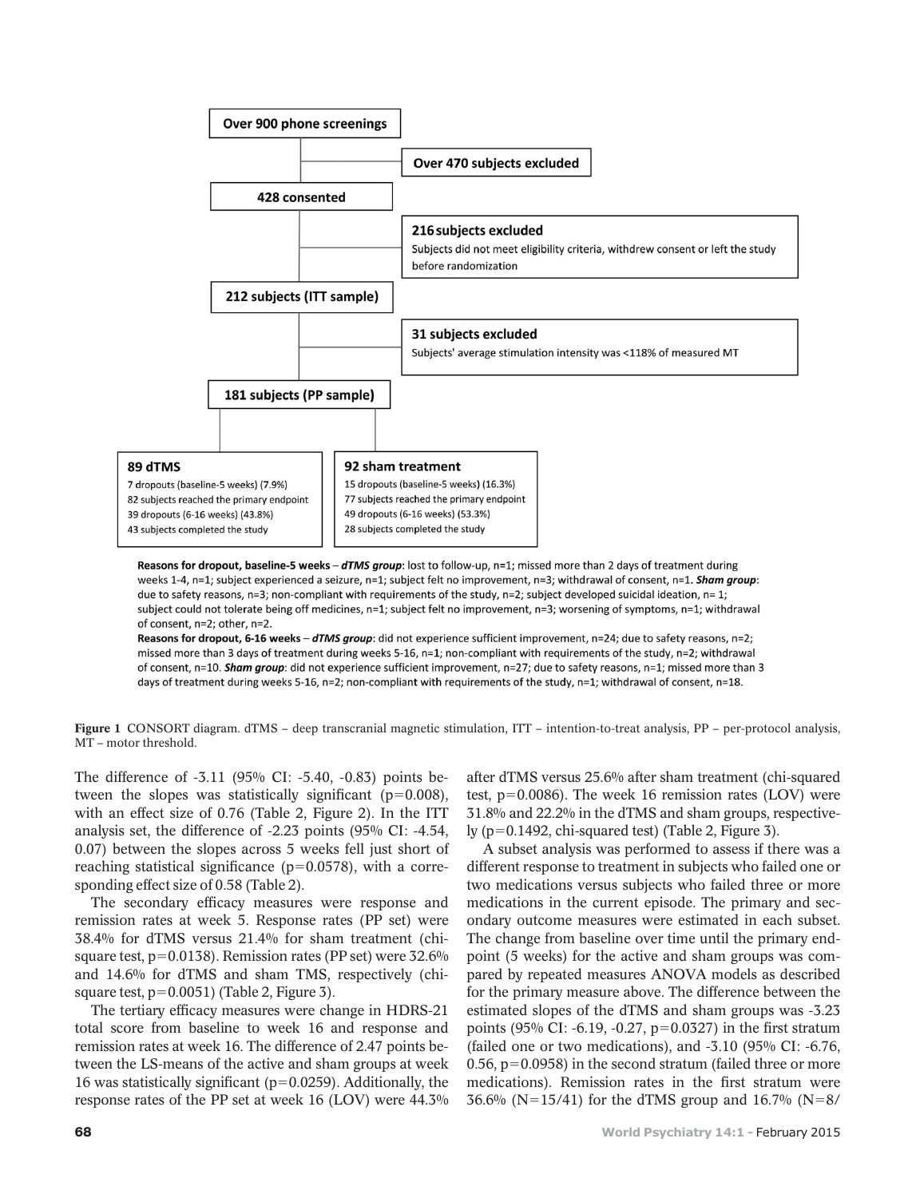Over 900 phone screenings

Over 470 subjects excluded

428 consented

**216 subjects excluded**
Subjects did not meet eligibility criteria, withdrew consent or left the study before randomization

212 subjects (ITT sample)

**31 subjects excluded**
Subjects' average stimulation intensity was <118% of measured MT

181 subjects (PP sample)

**89 dTMS**
7 dropouts (baseline-5 weeks) (7.9%)
82 subjects reached the primary endpoint
39 dropouts (6-16 weeks) (43.8%)
43 subjects completed the study

**92 sham treatment**
15 dropouts (baseline-5 weeks) (16.3%)
77 subjects reached the primary endpoint
49 dropouts (6-16 weeks) (53.3%)
28 subjects completed the study

**Reasons for dropout, baseline-5 weeks** – ***dTMS group***: lost to follow-up, n=1; missed more than 2 days of treatment during weeks 1-4, n=1; subject experienced a seizure, n=1; subject felt no improvement, n=3; withdrawal of consent, n=1. ***Sham group***: due to safety reasons, n=3; non-compliant with requirements of the study, n=2; subject developed suicidal ideation, n= 1; subject could not tolerate being off medicines, n=1; subject felt no improvement, n=3; worsening of symptoms, n=1; withdrawal of consent, n=2; other, n=2.

**Reasons for dropout, 6-16 weeks** – ***dTMS group***: did not experience sufficient improvement, n=24; due to safety reasons, n=2; missed more than 3 days of treatment during weeks 5-16, n=1; non-compliant with requirements of the study, n=2; withdrawal of consent, n=10. ***Sham group***: did not experience sufficient improvement, n=27; due to safety reasons, n=1; missed more than 3 days of treatment during weeks 5-16, n=2; non-compliant with requirements of the study, n=1; withdrawal of consent, n=18.

**Figure 1** CONSORT diagram. dTMS – deep transcranial magnetic stimulation, ITT – intention-to-treat analysis, PP – per-protocol analysis, MT – motor threshold.

The difference of -3.11 (95% CI: -5.40, -0.83) points between the slopes was statistically significant ($p=0.008$), with an effect size of 0.76 (Table 2, Figure 2). In the ITT analysis set, the difference of -2.23 points (95% CI: -4.54, 0.07) between the slopes across 5 weeks fell just short of reaching statistical significance ($p=0.0578$), with a corresponding effect size of 0.58 (Table 2).

The secondary efficacy measures were response and remission rates at week 5. Response rates (PP set) were 38.4% for dTMS versus 21.4% for sham treatment (chi-square test, $p=0.0138$). Remission rates (PP set) were 32.6% and 14.6% for dTMS and sham TMS, respectively (chi-square test, $p=0.0051$) (Table 2, Figure 3).

The tertiary efficacy measures were change in HDRS-21 total score from baseline to week 16 and response and remission rates at week 16. The difference of 2.47 points between the LS-means of the active and sham groups at week 16 was statistically significant ($p=0.0259$). Additionally, the response rates of the PP set at week 16 (LOV) were 44.3% after dTMS versus 25.6% after sham treatment (chi-squared test, $p=0.0086$). The week 16 remission rates (LOV) were 31.8% and 22.2% in the dTMS and sham groups, respectively ($p=0.1492$, chi-squared test) (Table 2, Figure 3).

A subset analysis was performed to assess if there was a different response to treatment in subjects who failed one or two medications versus subjects who failed three or more medications in the current episode. The primary and secondary outcome measures were estimated in each subset. The change from baseline over time until the primary endpoint (5 weeks) for the active and sham groups was compared by repeated measures ANOVA models as described for the primary measure above. The difference between the estimated slopes of the dTMS and sham groups was -3.23 points (95% CI: -6.19, -0.27, $p=0.0327$) in the first stratum (failed one or two medications), and -3.10 (95% CI: -6.76, 0.56, $p=0.0958$) in the second stratum (failed three or more medications). Remission rates in the first stratum were 36.6% (N=15/41) for the dTMS group and 16.7% (N=8/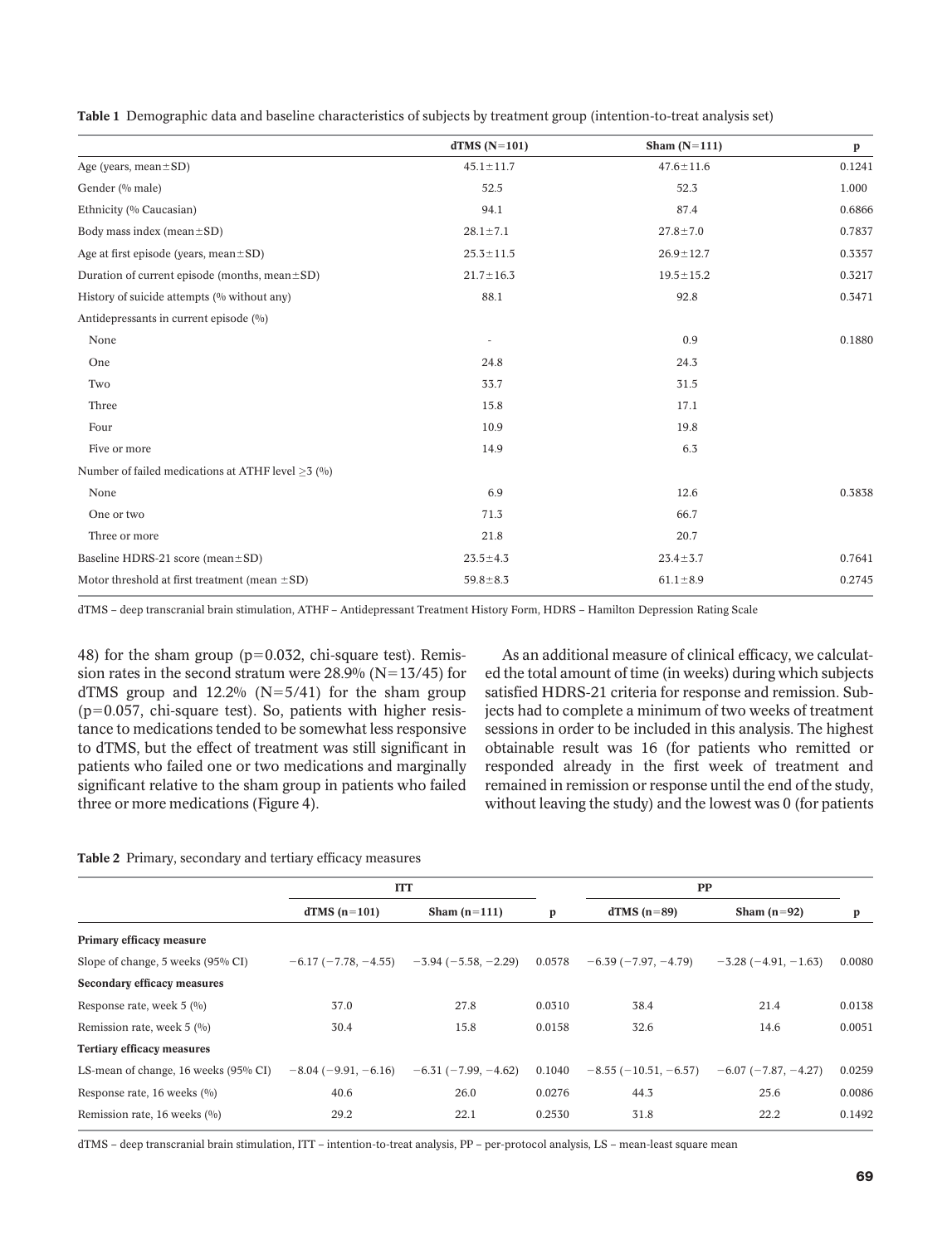**Table 1** Demographic data and baseline characteristics of subjects by treatment group (intention-to-treat analysis set)

| | dTMS (N=101) | Sham (N=111) | p |
|---|---|---|---|
| Age (years, mean±SD) | 45.1±11.7 | 47.6±11.6 | 0.1241 |
| Gender (% male) | 52.5 | 52.3 | 1.000 |
| Ethnicity (% Caucasian) | 94.1 | 87.4 | 0.6866 |
| Body mass index (mean±SD) | 28.1±7.1 | 27.8±7.0 | 0.7837 |
| Age at first episode (years, mean±SD) | 25.3±11.5 | 26.9±12.7 | 0.3357 |
| Duration of current episode (months, mean±SD) | 21.7±16.3 | 19.5±15.2 | 0.3217 |
| History of suicide attempts (% without any) | 88.1 | 92.8 | 0.3471 |
| Antidepressants in current episode (%) | | | |
| None | - | 0.9 | 0.1880 |
| One | 24.8 | 24.3 | |
| Two | 33.7 | 31.5 | |
| Three | 15.8 | 17.1 | |
| Four | 10.9 | 19.8 | |
| Five or more | 14.9 | 6.3 | |
| Number of failed medications at ATHF level ≥3 (%) | | | |
| None | 6.9 | 12.6 | 0.3838 |
| One or two | 71.3 | 66.7 | |
| Three or more | 21.8 | 20.7 | |
| Baseline HDRS-21 score (mean±SD) | 23.5±4.3 | 23.4±3.7 | 0.7641 |
| Motor threshold at first treatment (mean ±SD) | 59.8±8.3 | 61.1±8.9 | 0.2745 |

dTMS – deep transcranial brain stimulation, ATHF – Antidepressant Treatment History Form, HDRS – Hamilton Depression Rating Scale

48) for the sham group (p=0.032, chi-square test). Remission rates in the second stratum were 28.9% (N=13/45) for dTMS group and 12.2% (N=5/41) for the sham group (p=0.057, chi-square test). So, patients with higher resistance to medications tended to be somewhat less responsive to dTMS, but the effect of treatment was still significant in patients who failed one or two medications and marginally significant relative to the sham group in patients who failed three or more medications (Figure 4).

As an additional measure of clinical efficacy, we calculated the total amount of time (in weeks) during which subjects satisfied HDRS-21 criteria for response and remission. Subjects had to complete a minimum of two weeks of treatment sessions in order to be included in this analysis. The highest obtainable result was 16 (for patients who remitted or responded already in the first week of treatment and remained in remission or response until the end of the study, without leaving the study) and the lowest was 0 (for patients

**Table 2** Primary, secondary and tertiary efficacy measures

| | ITT | | | PP | | |
|---|---|---|---|---|---|---|
| | dTMS (n=101) | Sham (n=111) | p | dTMS (n=89) | Sham (n=92) | p |
| **Primary efficacy measure** | | | | | | |
| Slope of change, 5 weeks (95% CI) | −6.17 (−7.78, −4.55) | −3.94 (−5.58, −2.29) | 0.0578 | −6.39 (−7.97, −4.79) | −3.28 (−4.91, −1.63) | 0.0080 |
| **Secondary efficacy measures** | | | | | | |
| Response rate, week 5 (%) | 37.0 | 27.8 | 0.0310 | 38.4 | 21.4 | 0.0138 |
| Remission rate, week 5 (%) | 30.4 | 15.8 | 0.0158 | 32.6 | 14.6 | 0.0051 |
| **Tertiary efficacy measures** | | | | | | |
| LS-mean of change, 16 weeks (95% CI) | −8.04 (−9.91, −6.16) | −6.31 (−7.99, −4.62) | 0.1040 | −8.55 (−10.51, −6.57) | −6.07 (−7.87, −4.27) | 0.0259 |
| Response rate, 16 weeks (%) | 40.6 | 26.0 | 0.0276 | 44.3 | 25.6 | 0.0086 |
| Remission rate, 16 weeks (%) | 29.2 | 22.1 | 0.2530 | 31.8 | 22.2 | 0.1492 |

dTMS – deep transcranial brain stimulation, ITT – intention-to-treat analysis, PP – per-protocol analysis, LS – mean-least square mean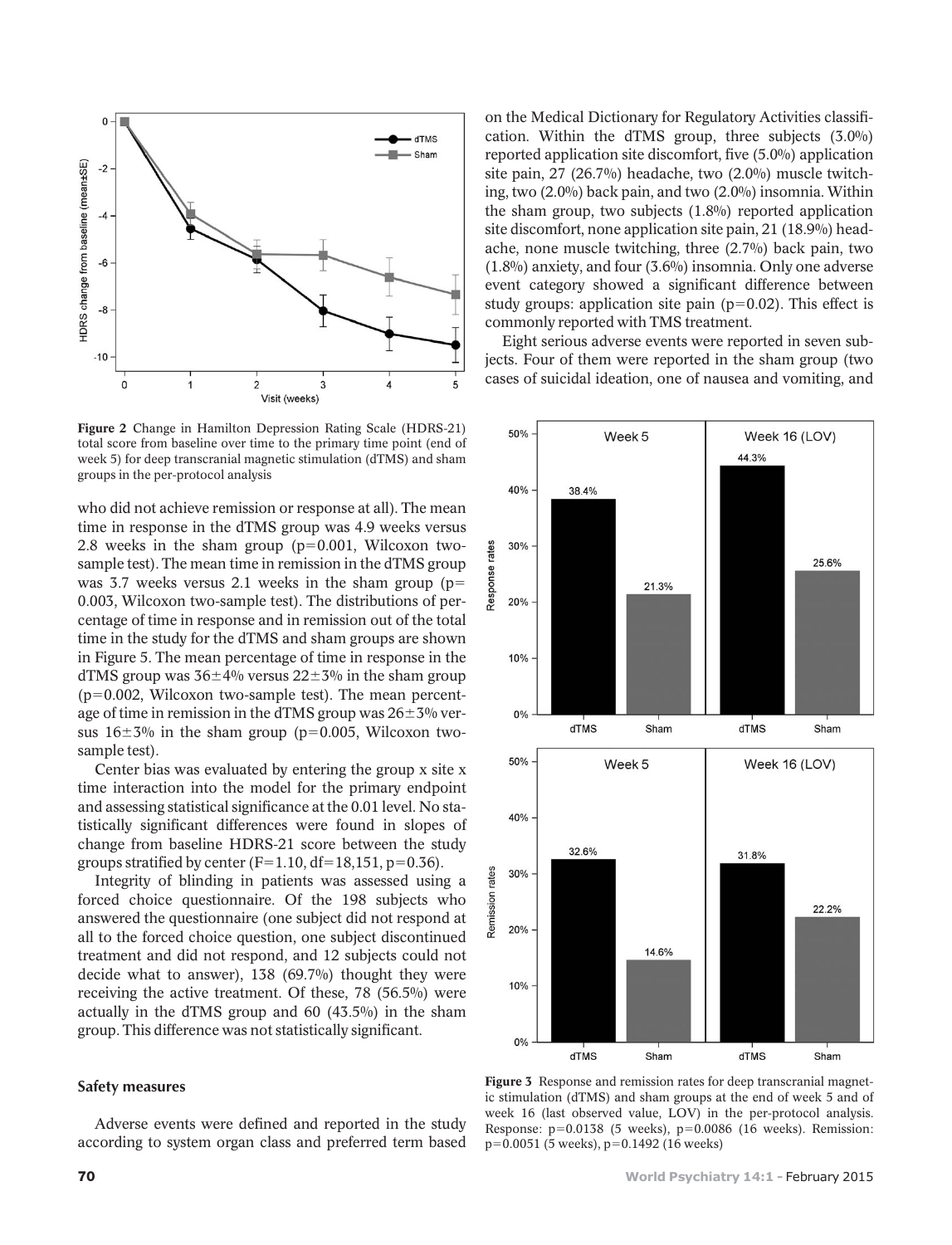Figure 2 Change in Hamilton Depression Rating Scale (HDRS-21) total score from baseline over time to the primary time point (end of week 5) for deep transcranial magnetic stimulation (dTMS) and sham groups in the per-protocol analysis

who did not achieve remission or response at all). The mean time in response in the dTMS group was 4.9 weeks versus 2.8 weeks in the sham group (p=0.001, Wilcoxon two-sample test). The mean time in remission in the dTMS group was 3.7 weeks versus 2.1 weeks in the sham group (p=0.003, Wilcoxon two-sample test). The distributions of percentage of time in response and in remission out of the total time in the study for the dTMS and sham groups are shown in Figure 5. The mean percentage of time in response in the dTMS group was 36±4% versus 22±3% in the sham group (p=0.002, Wilcoxon two-sample test). The mean percentage of time in remission in the dTMS group was 26±3% versus 16±3% in the sham group (p=0.005, Wilcoxon two-sample test).

Center bias was evaluated by entering the group x site x time interaction into the model for the primary endpoint and assessing statistical significance at the 0.01 level. No statistically significant differences were found in slopes of change from baseline HDRS-21 score between the study groups stratified by center (F=1.10, df=18,151, p=0.36).

Integrity of blinding in patients was assessed using a forced choice questionnaire. Of the 198 subjects who answered the questionnaire (one subject did not respond at all to the forced choice question, one subject discontinued treatment and did not respond, and 12 subjects could not decide what to answer), 138 (69.7%) thought they were receiving the active treatment. Of these, 78 (56.5%) were actually in the dTMS group and 60 (43.5%) in the sham group. This difference was not statistically significant.

### Safety measures

Adverse events were defined and reported in the study according to system organ class and preferred term based on the Medical Dictionary for Regulatory Activities classification. Within the dTMS group, three subjects (3.0%) reported application site discomfort, five (5.0%) application site pain, 27 (26.7%) headache, two (2.0%) muscle twitching, two (2.0%) back pain, and two (2.0%) insomnia. Within the sham group, two subjects (1.8%) reported application site discomfort, none application site pain, 21 (18.9%) headache, none muscle twitching, three (2.7%) back pain, two (1.8%) anxiety, and four (3.6%) insomnia. Only one adverse event category showed a significant difference between study groups: application site pain (p=0.02). This effect is commonly reported with TMS treatment.

Eight serious adverse events were reported in seven subjects. Four of them were reported in the sham group (two cases of suicidal ideation, one of nausea and vomiting, and

Figure 3 Response and remission rates for deep transcranial magnetic stimulation (dTMS) and sham groups at the end of week 5 and of week 16 (last observed value, LOV) in the per-protocol analysis. Response: p=0.0138 (5 weeks), p=0.0086 (16 weeks). Remission: p=0.0051 (5 weeks), p=0.1492 (16 weeks)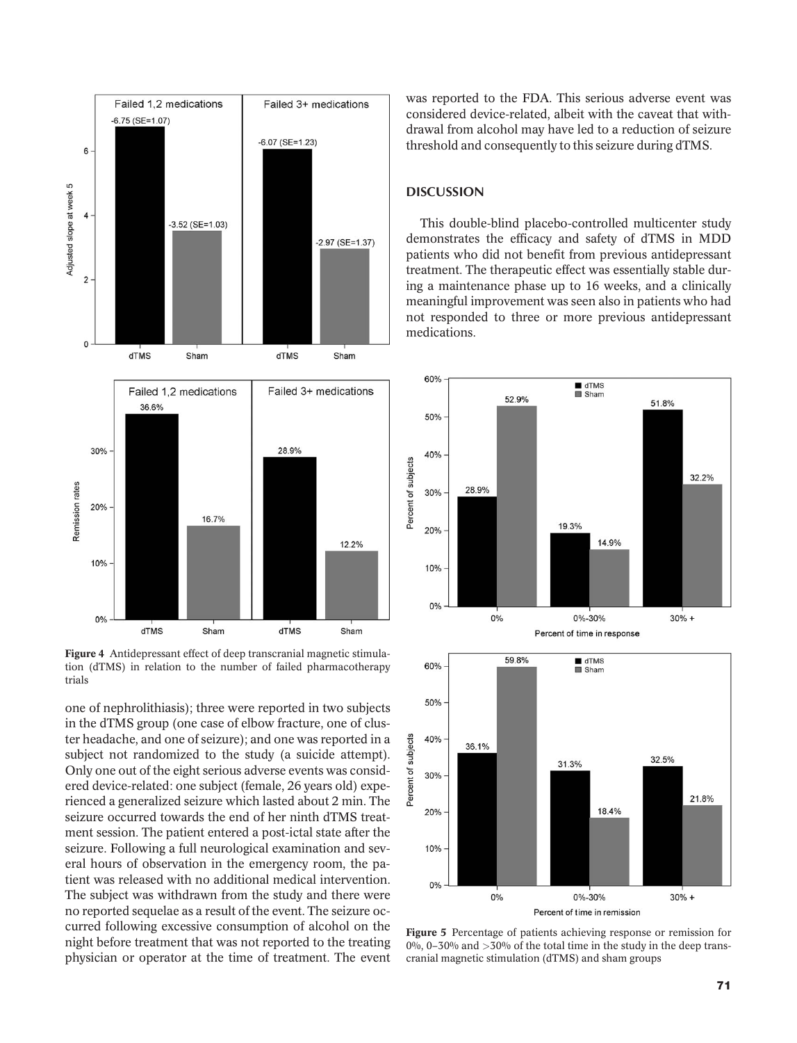Figure 4 Antidepressant effect of deep transcranial magnetic stimulation (dTMS) in relation to the number of failed pharmacotherapy trials

one of nephrolithiasis); three were reported in two subjects in the dTMS group (one case of elbow fracture, one of cluster headache, and one of seizure); and one was reported in a subject not randomized to the study (a suicide attempt). Only one out of the eight serious adverse events was considered device-related: one subject (female, 26 years old) experienced a generalized seizure which lasted about 2 min. The seizure occurred towards the end of her ninth dTMS treatment session. The patient entered a post-ictal state after the seizure. Following a full neurological examination and several hours of observation in the emergency room, the patient was released with no additional medical intervention. The subject was withdrawn from the study and there were no reported sequelae as a result of the event. The seizure occurred following excessive consumption of alcohol on the night before treatment that was not reported to the treating physician or operator at the time of treatment. The event was reported to the FDA. This serious adverse event was considered device-related, albeit with the caveat that withdrawal from alcohol may have led to a reduction of seizure threshold and consequently to this seizure during dTMS.

## DISCUSSION

This double-blind placebo-controlled multicenter study demonstrates the efficacy and safety of dTMS in MDD patients who did not benefit from previous antidepressant treatment. The therapeutic effect was essentially stable during a maintenance phase up to 16 weeks, and a clinically meaningful improvement was seen also in patients who had not responded to three or more previous antidepressant medications.

Figure 5 Percentage of patients achieving response or remission for 0%, 0–30% and >30% of the total time in the study in the deep transcranial magnetic stimulation (dTMS) and sham groups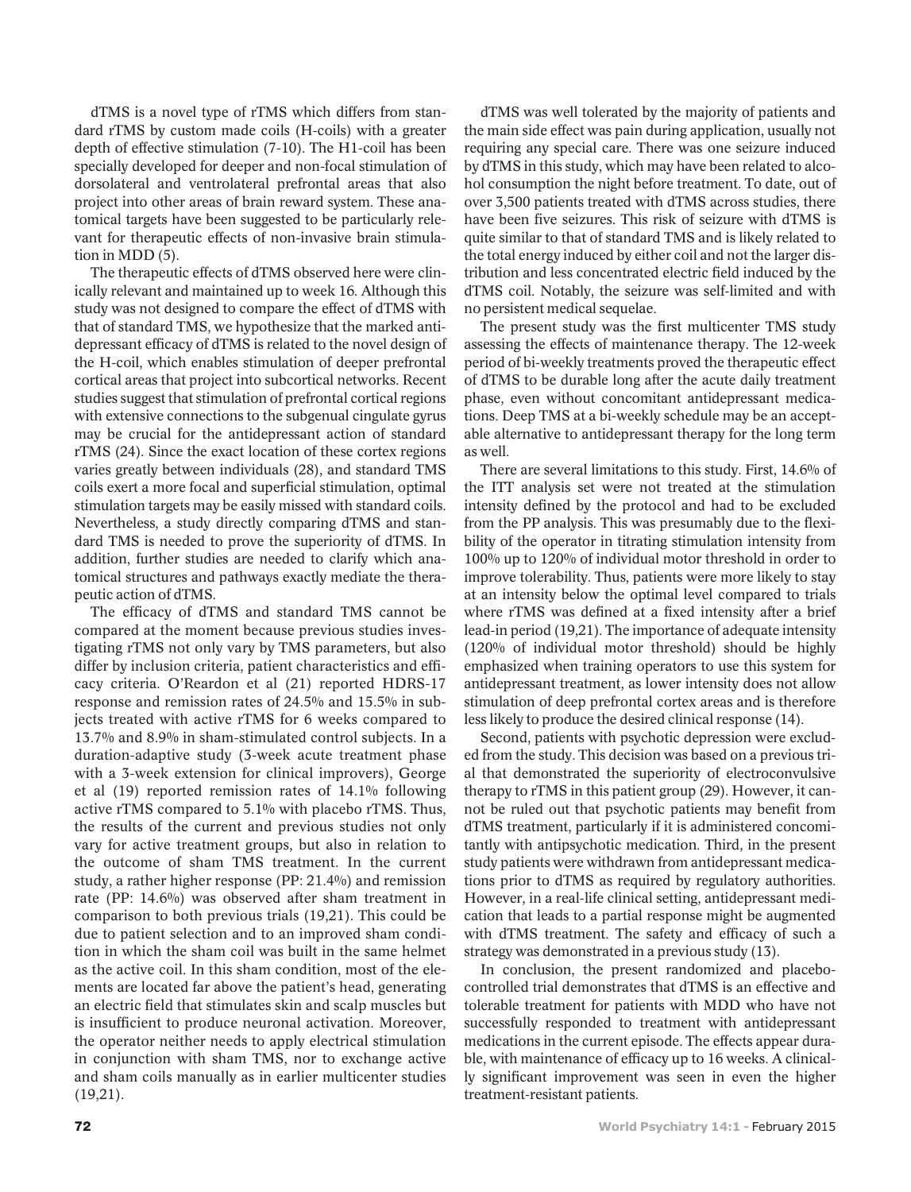dTMS is a novel type of rTMS which differs from standard rTMS by custom made coils (H-coils) with a greater depth of effective stimulation (7-10). The H1-coil has been specially developed for deeper and non-focal stimulation of dorsolateral and ventrolateral prefrontal areas that also project into other areas of brain reward system. These anatomical targets have been suggested to be particularly relevant for therapeutic effects of non-invasive brain stimulation in MDD (5).

The therapeutic effects of dTMS observed here were clinically relevant and maintained up to week 16. Although this study was not designed to compare the effect of dTMS with that of standard TMS, we hypothesize that the marked antidepressant efficacy of dTMS is related to the novel design of the H-coil, which enables stimulation of deeper prefrontal cortical areas that project into subcortical networks. Recent studies suggest that stimulation of prefrontal cortical regions with extensive connections to the subgenual cingulate gyrus may be crucial for the antidepressant action of standard rTMS (24). Since the exact location of these cortex regions varies greatly between individuals (28), and standard TMS coils exert a more focal and superficial stimulation, optimal stimulation targets may be easily missed with standard coils. Nevertheless, a study directly comparing dTMS and standard TMS is needed to prove the superiority of dTMS. In addition, further studies are needed to clarify which anatomical structures and pathways exactly mediate the therapeutic action of dTMS.

The efficacy of dTMS and standard TMS cannot be compared at the moment because previous studies investigating rTMS not only vary by TMS parameters, but also differ by inclusion criteria, patient characteristics and efficacy criteria. O'Reardon et al (21) reported HDRS-17 response and remission rates of 24.5% and 15.5% in subjects treated with active rTMS for 6 weeks compared to 13.7% and 8.9% in sham-stimulated control subjects. In a duration-adaptive study (3-week acute treatment phase with a 3-week extension for clinical improvers), George et al (19) reported remission rates of 14.1% following active rTMS compared to 5.1% with placebo rTMS. Thus, the results of the current and previous studies not only vary for active treatment groups, but also in relation to the outcome of sham TMS treatment. In the current study, a rather higher response (PP: 21.4%) and remission rate (PP: 14.6%) was observed after sham treatment in comparison to both previous trials (19,21). This could be due to patient selection and to an improved sham condition in which the sham coil was built in the same helmet as the active coil. In this sham condition, most of the elements are located far above the patient's head, generating an electric field that stimulates skin and scalp muscles but is insufficient to produce neuronal activation. Moreover, the operator neither needs to apply electrical stimulation in conjunction with sham TMS, nor to exchange active and sham coils manually as in earlier multicenter studies (19,21).

dTMS was well tolerated by the majority of patients and the main side effect was pain during application, usually not requiring any special care. There was one seizure induced by dTMS in this study, which may have been related to alcohol consumption the night before treatment. To date, out of over 3,500 patients treated with dTMS across studies, there have been five seizures. This risk of seizure with dTMS is quite similar to that of standard TMS and is likely related to the total energy induced by either coil and not the larger distribution and less concentrated electric field induced by the dTMS coil. Notably, the seizure was self-limited and with no persistent medical sequelae.

The present study was the first multicenter TMS study assessing the effects of maintenance therapy. The 12-week period of bi-weekly treatments proved the therapeutic effect of dTMS to be durable long after the acute daily treatment phase, even without concomitant antidepressant medications. Deep TMS at a bi-weekly schedule may be an acceptable alternative to antidepressant therapy for the long term as well.

There are several limitations to this study. First, 14.6% of the ITT analysis set were not treated at the stimulation intensity defined by the protocol and had to be excluded from the PP analysis. This was presumably due to the flexibility of the operator in titrating stimulation intensity from 100% up to 120% of individual motor threshold in order to improve tolerability. Thus, patients were more likely to stay at an intensity below the optimal level compared to trials where rTMS was defined at a fixed intensity after a brief lead-in period (19,21). The importance of adequate intensity (120% of individual motor threshold) should be highly emphasized when training operators to use this system for antidepressant treatment, as lower intensity does not allow stimulation of deep prefrontal cortex areas and is therefore less likely to produce the desired clinical response (14).

Second, patients with psychotic depression were excluded from the study. This decision was based on a previous trial that demonstrated the superiority of electroconvulsive therapy to rTMS in this patient group (29). However, it cannot be ruled out that psychotic patients may benefit from dTMS treatment, particularly if it is administered concomitantly with antipsychotic medication. Third, in the present study patients were withdrawn from antidepressant medications prior to dTMS as required by regulatory authorities. However, in a real-life clinical setting, antidepressant medication that leads to a partial response might be augmented with dTMS treatment. The safety and efficacy of such a strategy was demonstrated in a previous study (13).

In conclusion, the present randomized and placebo-controlled trial demonstrates that dTMS is an effective and tolerable treatment for patients with MDD who have not successfully responded to treatment with antidepressant medications in the current episode. The effects appear durable, with maintenance of efficacy up to 16 weeks. A clinically significant improvement was seen in even the higher treatment-resistant patients.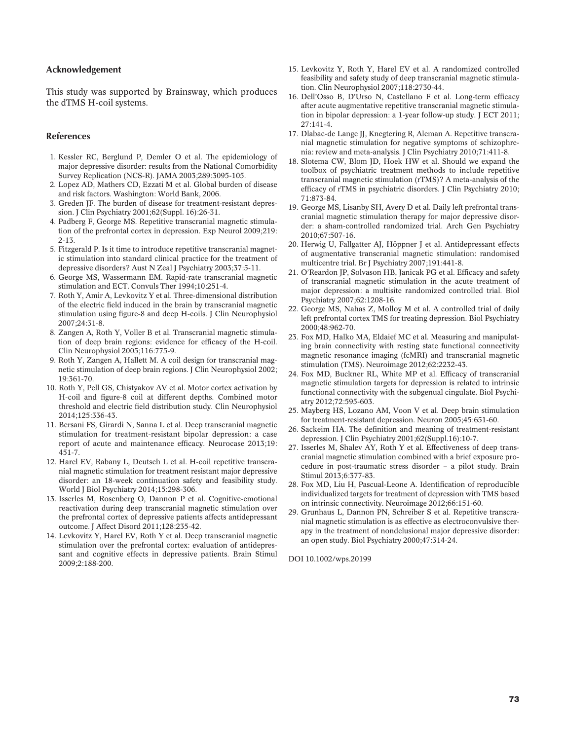## Acknowledgement

This study was supported by Brainsway, which produces the dTMS H-coil systems.

## References

1. Kessler RC, Berglund P, Demler O et al. The epidemiology of major depressive disorder: results from the National Comorbidity Survey Replication (NCS-R). JAMA 2003;289:3095-105.
2. Lopez AD, Mathers CD, Ezzati M et al. Global burden of disease and risk factors. Washington: World Bank, 2006.
3. Greden JF. The burden of disease for treatment-resistant depression. J Clin Psychiatry 2001;62(Suppl. 16):26-31.
4. Padberg F, George MS. Repetitive transcranial magnetic stimulation of the prefrontal cortex in depression. Exp Neurol 2009;219:2-13.
5. Fitzgerald P. Is it time to introduce repetitive transcranial magnetic stimulation into standard clinical practice for the treatment of depressive disorders? Aust N Zeal J Psychiatry 2003;37:5-11.
6. George MS, Wassermann EM. Rapid-rate transcranial magnetic stimulation and ECT. Convuls Ther 1994;10:251-4.
7. Roth Y, Amir A, Levkovitz Y et al. Three-dimensional distribution of the electric field induced in the brain by transcranial magnetic stimulation using figure-8 and deep H-coils. J Clin Neurophysiol 2007;24:31-8.
8. Zangen A, Roth Y, Voller B et al. Transcranial magnetic stimulation of deep brain regions: evidence for efficacy of the H-coil. Clin Neurophysiol 2005;116:775-9.
9. Roth Y, Zangen A, Hallett M. A coil design for transcranial magnetic stimulation of deep brain regions. J Clin Neurophysiol 2002;19:361-70.
10. Roth Y, Pell GS, Chistyakov AV et al. Motor cortex activation by H-coil and figure-8 coil at different depths. Combined motor threshold and electric field distribution study. Clin Neurophysiol 2014;125:336-43.
11. Bersani FS, Girardi N, Sanna L et al. Deep transcranial magnetic stimulation for treatment-resistant bipolar depression: a case report of acute and maintenance efficacy. Neurocase 2013;19:451-7.
12. Harel EV, Rabany L, Deutsch L et al. H-coil repetitive transcranial magnetic stimulation for treatment resistant major depressive disorder: an 18-week continuation safety and feasibility study. World J Biol Psychiatry 2014;15:298-306.
13. Isserles M, Rosenberg O, Dannon P et al. Cognitive-emotional reactivation during deep transcranial magnetic stimulation over the prefrontal cortex of depressive patients affects antidepressant outcome. J Affect Disord 2011;128:235-42.
14. Levkovitz Y, Harel EV, Roth Y et al. Deep transcranial magnetic stimulation over the prefrontal cortex: evaluation of antidepressant and cognitive effects in depressive patients. Brain Stimul 2009;2:188-200.
15. Levkovitz Y, Roth Y, Harel EV et al. A randomized controlled feasibility and safety study of deep transcranial magnetic stimulation. Clin Neurophysiol 2007;118:2730-44.
16. Dell'Osso B, D'Urso N, Castellano F et al. Long-term efficacy after acute augmentative repetitive transcranial magnetic stimulation in bipolar depression: a 1-year follow-up study. J ECT 2011;27:141-4.
17. Dlabac-de Lange JJ, Knegtering R, Aleman A. Repetitive transcranial magnetic stimulation for negative symptoms of schizophrenia: review and meta-analysis. J Clin Psychiatry 2010;71:411-8.
18. Slotema CW, Blom JD, Hoek HW et al. Should we expand the toolbox of psychiatric treatment methods to include repetitive transcranial magnetic stimulation (rTMS)? A meta-analysis of the efficacy of rTMS in psychiatric disorders. J Clin Psychiatry 2010;71:873-84.
19. George MS, Lisanby SH, Avery D et al. Daily left prefrontal transcranial magnetic stimulation therapy for major depressive disorder: a sham-controlled randomized trial. Arch Gen Psychiatry 2010;67:507-16.
20. Herwig U, Fallgatter AJ, Höppner J et al. Antidepressant effects of augmentative transcranial magnetic stimulation: randomised multicentre trial. Br J Psychiatry 2007;191:441-8.
21. O'Reardon JP, Solvason HB, Janicak PG et al. Efficacy and safety of transcranial magnetic stimulation in the acute treatment of major depression: a multisite randomized controlled trial. Biol Psychiatry 2007;62:1208-16.
22. George MS, Nahas Z, Molloy M et al. A controlled trial of daily left prefrontal cortex TMS for treating depression. Biol Psychiatry 2000;48:962-70.
23. Fox MD, Halko MA, Eldaief MC et al. Measuring and manipulating brain connectivity with resting state functional connectivity magnetic resonance imaging (fcMRI) and transcranial magnetic stimulation (TMS). Neuroimage 2012;62:2232-43.
24. Fox MD, Buckner RL, White MP et al. Efficacy of transcranial magnetic stimulation targets for depression is related to intrinsic functional connectivity with the subgenual cingulate. Biol Psychiatry 2012;72:595-603.
25. Mayberg HS, Lozano AM, Voon V et al. Deep brain stimulation for treatment-resistant depression. Neuron 2005;45:651-60.
26. Sackeim HA. The definition and meaning of treatment-resistant depression. J Clin Psychiatry 2001;62(Suppl.16):10-7.
27. Isserles M, Shalev AY, Roth Y et al. Effectiveness of deep transcranial magnetic stimulation combined with a brief exposure procedure in post-traumatic stress disorder – a pilot study. Brain Stimul 2013;6:377-83.
28. Fox MD, Liu H, Pascual-Leone A. Identification of reproducible individualized targets for treatment of depression with TMS based on intrinsic connectivity. Neuroimage 2012;66:151-60.
29. Grunhaus L, Dannon PN, Schreiber S et al. Repetitive transcranial magnetic stimulation is as effective as electroconvulsive therapy in the treatment of nondelusional major depressive disorder: an open study. Biol Psychiatry 2000;47:314-24.

DOI 10.1002/wps.20199